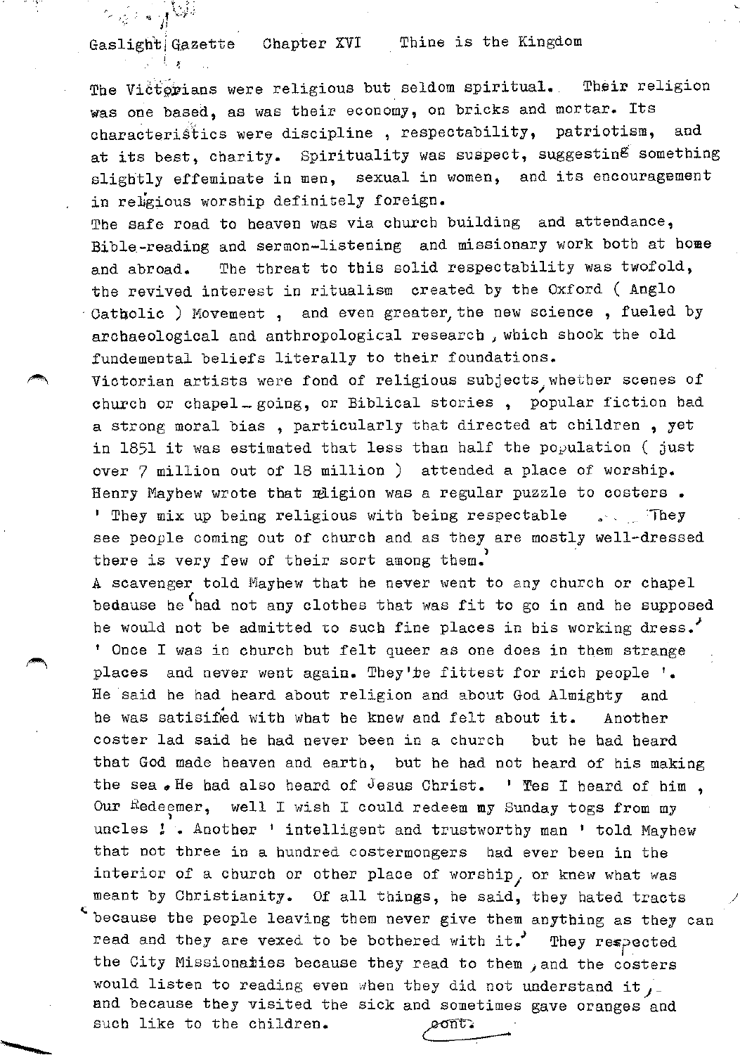Gaslight Gazette   Chapter XVI   Thine is the Kingdom

The Victorians were religious but seldom spiritual. Their religion was one based, as was their economy, on bricks and mortar. Its characteristics were discipline , respectability, patriotism, and at its best, charity. Spirituality was suspect, suggesting something slightly effeminate in men, sexual in women, and its encouragement in religious worship definitely foreign.

The safe road to heaven was via church building and attendance, Bible-reading and sermon-listening and missionary work both at home and abroad. The threat to this solid respectability was twofold, the revived interest in ritualism created by the Oxford ( Anglo Catholic ) Movement , and even greater, the new science , fueled by archaeological and anthropological research , which shook the old fundemental beliefs literally to their foundations.

Victorian artists were fond of religious subjects, whether scenes of church or chapel - going, or Biblical stories , popular fiction had a strong moral bias , particularly that directed at children , yet in 1851 it was estimated that less than half the population ( just over 7 million out of 18 million ) attended a place of worship.

Henry Mayhew wrote that religion was a regular puzzle to costers . ' They mix up being religious with being respectable ... They see people coming out of church and as they are mostly well-dressed there is very few of their sort among them.'

A scavenger told Mayhew that he never went to any church or chapel because he 'had not any clothes that was fit to go in and he supposed he would not be admitted to such fine places in his working dress.' ' Once I was in church but felt queer as one does in them strange places and never went again. They're fittest for rich people '. He said he had heard about religion and about God Almighty and he was satisified with what he knew and felt about it. Another coster lad said he had never been in a church but he had heard that God made heaven and earth, but he had not heard of his making the sea . He had also heard of Jesus Christ. ' Yes I heard of him , Our Redeemer, well I wish I could redeem my Sunday togs from my uncles ! ' . Another ' intelligent and trustworthy man ' told Mayhew that not three in a hundred costermongers had ever been in the interior of a church or other place of worship, or knew what was meant by Christianity. Of all things, he said, they hated tracts 'because the people leaving them never give them anything as they can read and they are vexed to be bothered with it.' They respected the City Missionaries because they read to them , and the costers would listen to reading even when they did not understand it , and because they visited the sick and sometimes gave oranges and such like to the children.

cont.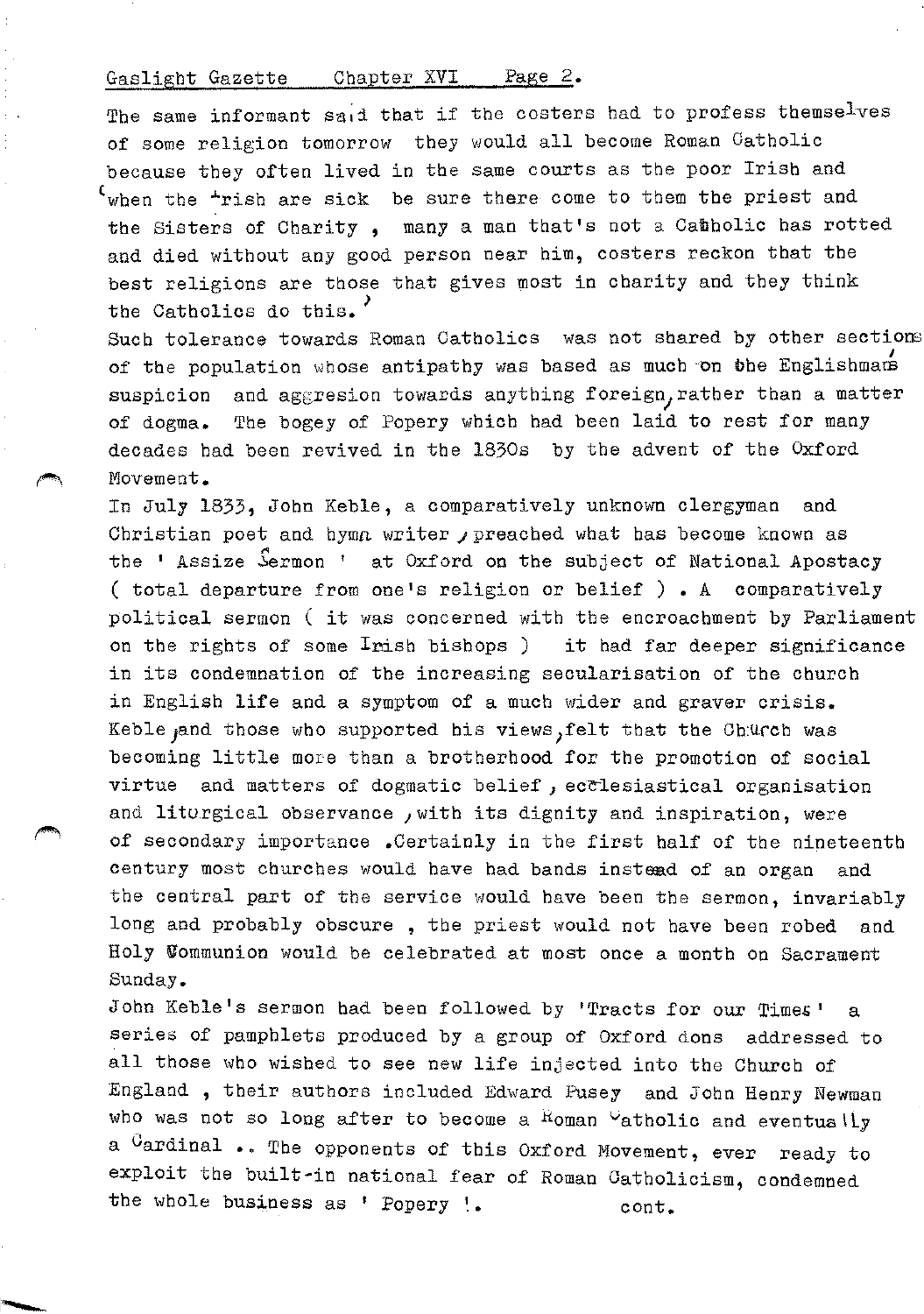The same informant said that if the costers had to profess themselves of some religion tomorrow they would all become Roman Catholic because they often lived in the same courts as the poor Irish and 'when the Irish are sick be sure there come to them the priest and the Sisters of Charity , many a man that's not a Catholic has rotted and died without any good person near him, costers reckon that the best religions are those that gives most in charity and they think the Catholics do this.'

Such tolerance towards Roman Catholics was not shared by other sections of the population whose antipathy was based as much on the Englishmans' suspicion and aggresion towards anything foreign, rather than a matter of dogma. The bogey of Popery which had been laid to rest for many decades had been revived in the 1830s by the advent of the Oxford Movement.

In July 1833, John Keble, a comparatively unknown clergyman and Christian poet and hymn writer , preached what has become known as the ' Assize Sermon ' at Oxford on the subject of National Apostacy ( total departure from one's religion or belief ) . A comparatively political sermon ( it was concerned with the encroachment by Parliament on the rights of some Irish bishops ) it had far deeper significance in its condemnation of the increasing secularisation of the church in English life and a symptom of a much wider and graver crisis. Keble, and those who supported his views, felt that the Church was becoming little more than a brotherhood for the promotion of social virtue and matters of dogmatic belief , ecclesiastical organisation and liturgical observance , with its dignity and inspiration, were of secondary importance .Certainly in the first half of the nineteenth century most churches would have had bands instead of an organ and the central part of the service would have been the sermon, invariably long and probably obscure , the priest would not have been robed and Holy Communion would be celebrated at most once a month on Sacrament Sunday.

John Keble's sermon had been followed by 'Tracts for our Times' a series of pamphlets produced by a group of Oxford dons addressed to all those who wished to see new life injected into the Church of England , their authors included Edward Pusey and John Henry Newman who was not so long after to become a Roman Catholic and eventually a Cardinal .. The opponents of this Oxford Movement, ever ready to exploit the built-in national fear of Roman Catholicism, condemned the whole business as ' Popery '.

cont.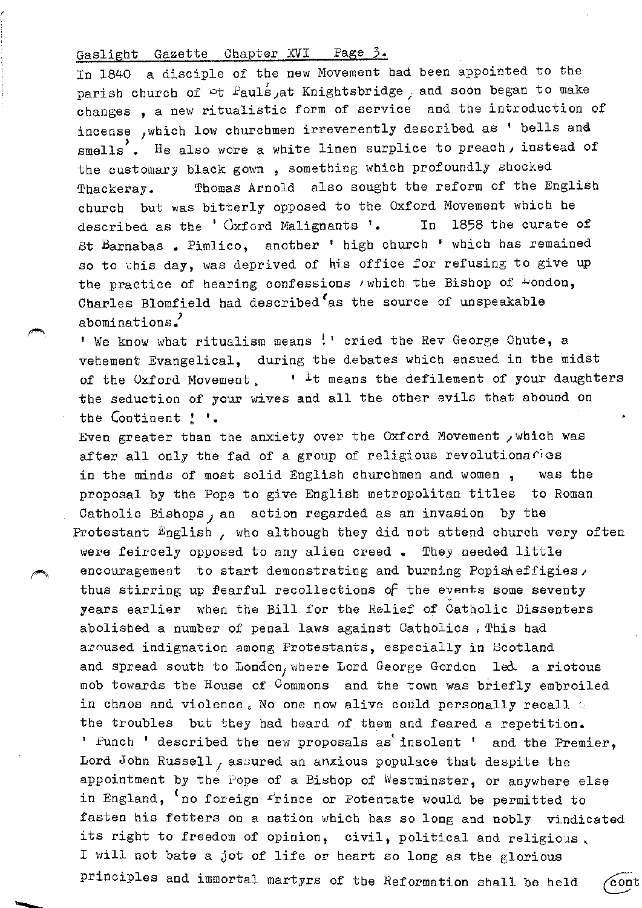In 1840 a disciple of the new Movement had been appointed to the parish church of St Paul's, at Knightsbridge, and soon began to make changes, a new ritualistic form of service and the introduction of incense, which low churchmen irreverently described as ' bells and smells'. He also wore a white linen surplice to preach, instead of the customary black gown, something which profoundly shocked Thackeray. Thomas Arnold also sought the reform of the English church but was bitterly opposed to the Oxford Movement which he described as the ' Oxford Malignants '. In 1858 the curate of St Barnabas. Pimlico, another ' high church ' which has remained so to this day, was deprived of his office for refusing to give up the practice of hearing confessions, which the Bishop of London, Charles Blomfield had described 'as the source of unspeakable abominations.'

' We know what ritualism means !' cried the Rev George Chute, a vehement Evangelical, during the debates which ensued in the midst of the Oxford Movement. ' It means the defilement of your daughters the seduction of your wives and all the other evils that abound on the Continent ! '.

Even greater than the anxiety over the Oxford Movement, which was after all only the fad of a group of religious revolutionaries in the minds of most solid English churchmen and women, was the proposal by the Pope to give English metropolitan titles to Roman Catholic Bishops, an action regarded as an invasion by the Protestant English, who although they did not attend church very often were feircely opposed to any alien creed. They needed little encouragement to start demonstrating and burning Popish effigies, thus stirring up fearful recollections of the events some seventy years earlier when the Bill for the Relief of Catholic Dissenters abolished a number of penal laws against Catholics. This had aroused indignation among Protestants, especially in Scotland and spread south to London, where Lord George Gordon led a riotous mob towards the House of Commons and the town was briefly embroiled in chaos and violence. No one now alive could personally recall the troubles but they had heard of them and feared a repetition.

' Punch ' described the new proposals as 'insolent ' and the Premier, Lord John Russell, assured an anxious populace that despite the appointment by the Pope of a Bishop of Westminster, or anywhere else in England, 'no foreign Prince or Potentate would be permitted to fasten his fetters on a nation which has so long and nobly vindicated its right to freedom of opinion, civil, political and religious. I will not bate a jot of life or heart so long as the glorious principles and immortal martyrs of the Reformation shall be held (cont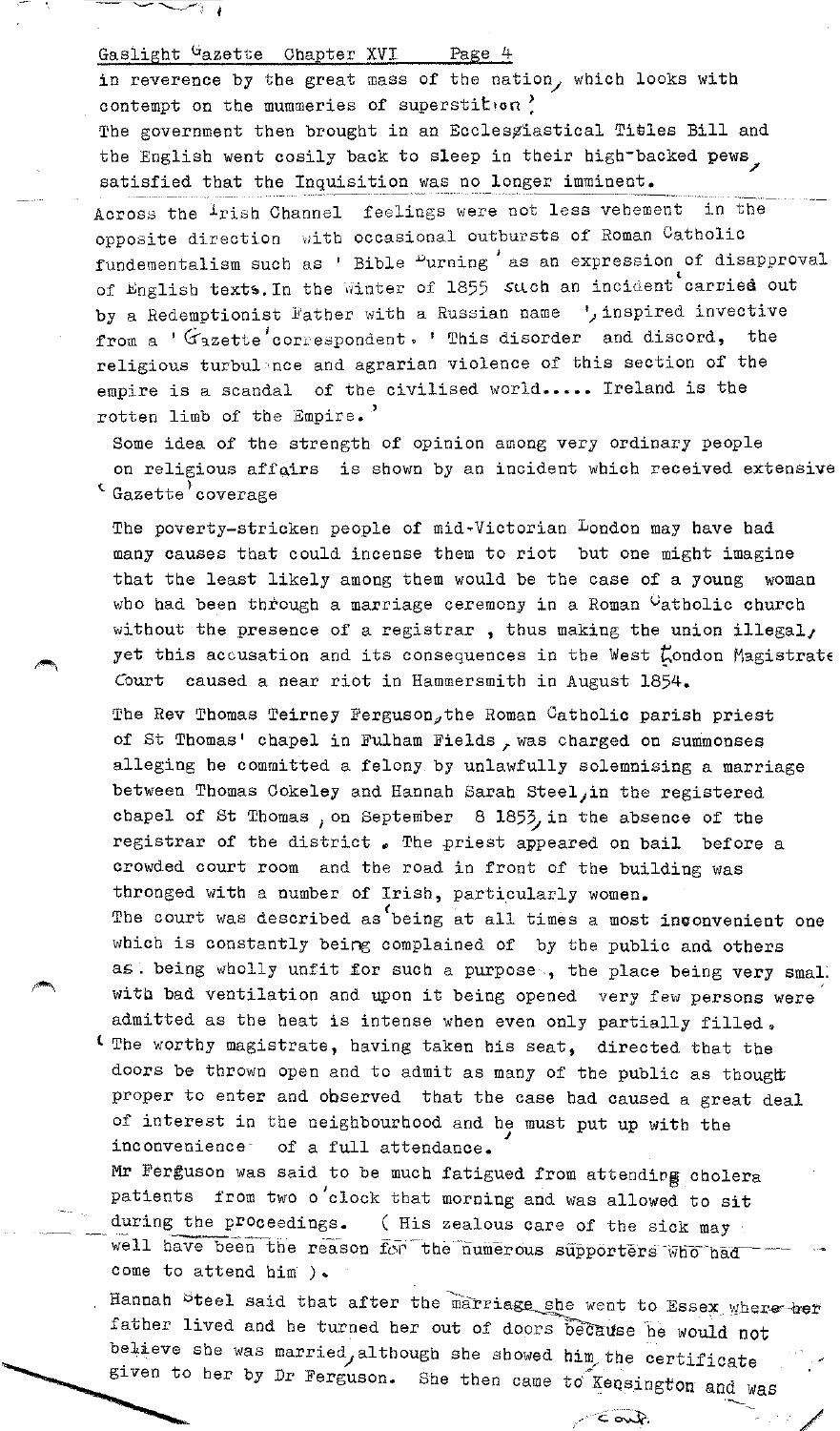in reverence by the great mass of the nation, which looks with contempt on the mummeries of superstition.'

The government then brought in an Ecclesiastical Titles Bill and the English went cosily back to sleep in their high-backed pews, satisfied that the Inquisition was no longer imminent.

Across the Irish Channel feelings were not less vehement in the opposite direction with occasional outbursts of Roman Catholic fundementalism such as ' Bible Burning ' as an expression of disapproval of English texts. In the winter of 1855 such an incident carried out by a Redemptionist Father with a Russian name ', inspired invective from a 'Gazette' correspondent. ' This disorder and discord, the religious turbulence and agrarian violence of this section of the empire is a scandal of the civilised world..... Ireland is the rotten limb of the Empire.'

Some idea of the strength of opinion among very ordinary people on religious affairs is shown by an incident which received extensive 'Gazette' coverage

The poverty-stricken people of mid-Victorian London may have had many causes that could incense them to riot but one might imagine that the least likely among them would be the case of a young woman who had been through a marriage ceremony in a Roman Catholic church without the presence of a registrar , thus making the union illegal, yet this accusation and its consequences in the West London Magistrate Court caused a near riot in Hammersmith in August 1854.

The Rev Thomas Teirney Ferguson, the Roman Catholic parish priest of St Thomas' chapel in Fulham Fields , was charged on summonses alleging he committed a felony by unlawfully solemnising a marriage between Thomas Cokeley and Hannah Sarah Steel, in the registered chapel of St Thomas , on September 8 1853, in the absence of the registrar of the district . The priest appeared on bail before a crowded court room and the road in front of the building was thronged with a number of Irish, particularly women.

The court was described as 'being at all times a most inconvenient one which is constantly being complained of by the public and others as being wholly unfit for such a purpose , the place being very small with bad ventilation and upon it being opened very few persons were admitted as the heat is intense when even only partially filled.

'The worthy magistrate, having taken his seat, directed that the doors be thrown open and to admit as many of the public as thought proper to enter and observed that the case had caused a great deal of interest in the neighbourhood and he must put up with the inconvenience of a full attendance.'

Mr Ferguson was said to be much fatigued from attending cholera patients from two o'clock that morning and was allowed to sit during the proceedings. ( His zealous care of the sick may well have been the reason for the numerous supporters who had come to attend him ).

Hannah Steel said that after the marriage she went to Essex where her father lived and he turned her out of doors because he would not believe she was married, although she showed him the certificate given to her by Dr Ferguson. She then came to Kensington and was

cont.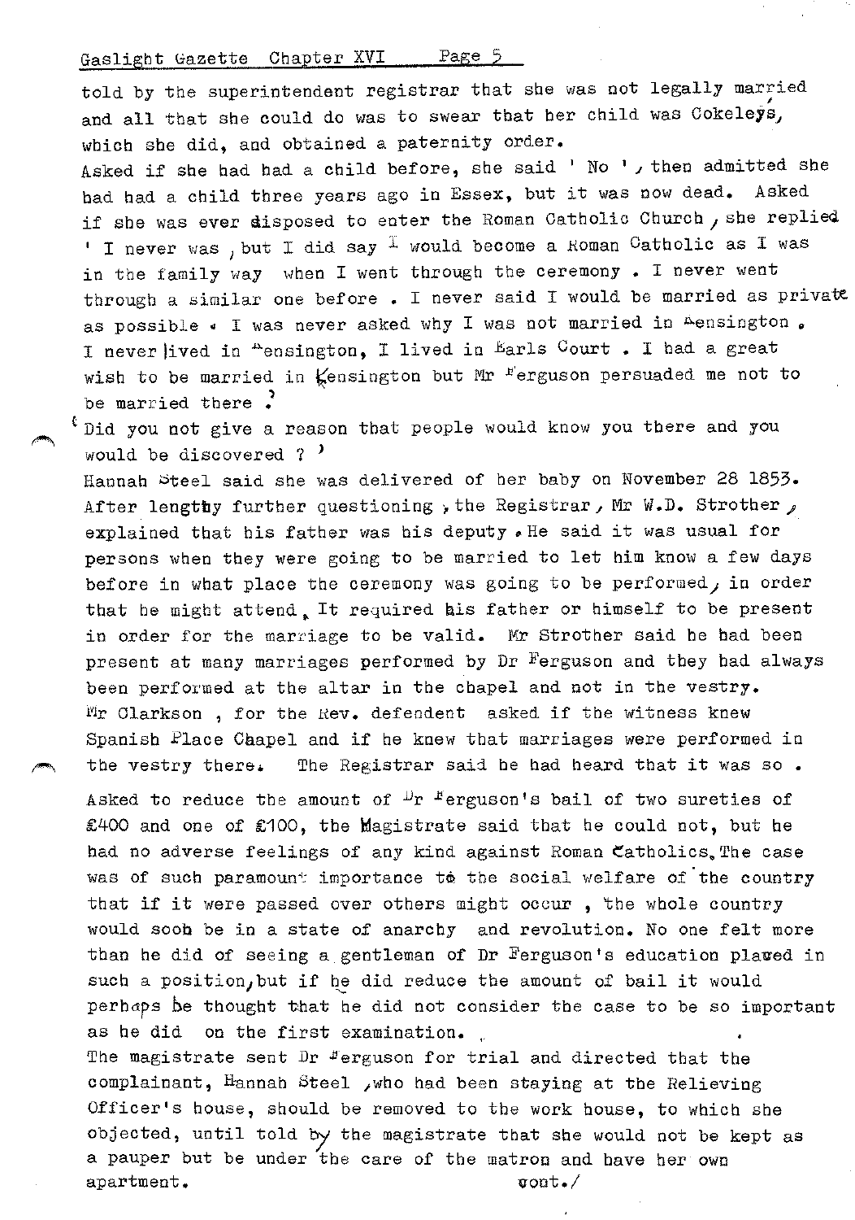told by the superintendent registrar that she was not legally married and all that she could do was to swear that her child was Cokeleys, which she did, and obtained a paternity order.

Asked if she had had a child before, she said ' No ', then admitted she had had a child three years ago in Essex, but it was now dead. Asked if she was ever disposed to enter the Roman Catholic Church, she replied ' I never was, but I did say I would become a Roman Catholic as I was in the family way when I went through the ceremony . I never went through a similar one before . I never said I would be married as private as possible . I was never asked why I was not married in Kensington . I never lived in Kensington, I lived in Earls Court . I had a great wish to be married in Kensington but Mr Ferguson persuaded me not to be married there .'

' Did you not give a reason that people would know you there and you would be discovered ? '

Hannah Steel said she was delivered of her baby on November 28 1853. After lengthy further questioning, the Registrar, Mr W.D. Strother, explained that his father was his deputy. He said it was usual for persons when they were going to be married to let him know a few days before in what place the ceremony was going to be performed, in order that he might attend. It required his father or himself to be present in order for the marriage to be valid. Mr Strother said he had been present at many marriages performed by Dr Ferguson and they had always been performed at the altar in the chapel and not in the vestry. Mr Clarkson , for the Rev. defendent asked if the witness knew Spanish Place Chapel and if he knew that marriages were performed in the vestry there. The Registrar said he had heard that it was so .

Asked to reduce the amount of Dr Ferguson's bail of two sureties of £400 and one of £100, the Magistrate said that he could not, but he had no adverse feelings of any kind against Roman Catholics. The case was of such paramount importance to the social welfare of the country that if it were passed over others might occur , the whole country would soon be in a state of anarchy and revolution. No one felt more than he did of seeing a gentleman of Dr Ferguson's education placed in such a position, but if he did reduce the amount of bail it would perhaps be thought that he did not consider the case to be so important as he did on the first examination.

The magistrate sent Dr Ferguson for trial and directed that the complainant, Hannah Steel, who had been staying at the Relieving Officer's house, should be removed to the work house, to which she objected, until told by the magistrate that she would not be kept as a pauper but be under the care of the matron and have her own apartment.

cont./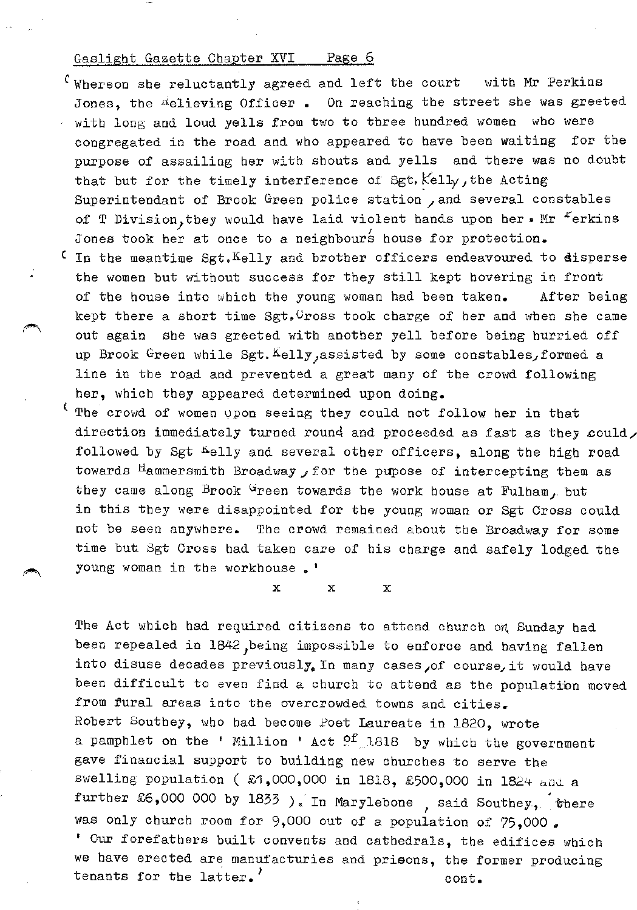Whereon she reluctantly agreed and left the court with Mr Perkins Jones, the Relieving Officer. On reaching the street she was greeted with long and loud yells from two to three hundred women who were congregated in the road and who appeared to have been waiting for the purpose of assailing her with shouts and yells and there was no doubt that but for the timely interference of Sgt. Kelly, the Acting Superintendant of Brook Green police station, and several constables of T Division, they would have laid violent hands upon her. Mr Perkins Jones took her at once to a neighbour's house for protection.

In the meantime Sgt. Kelly and brother officers endeavoured to disperse the women but without success for they still kept hovering in front of the house into which the young woman had been taken. After being kept there a short time Sgt. Cross took charge of her and when she came out again she was greeted with another yell before being hurried off up Brook Green while Sgt. Kelly, assisted by some constables, formed a line in the road and prevented a great many of the crowd following her, which they appeared determined upon doing.

The crowd of women upon seeing they could not follow her in that direction immediately turned round and proceeded as fast as they could, followed by Sgt Kelly and several other officers, along the high road towards Hammersmith Broadway, for the pupose of intercepting them as they came along Brook Green towards the work house at Fulham, but in this they were disappointed for the young woman or Sgt Cross could not be seen anywhere. The crowd remained about the Broadway for some time but Sgt Cross had taken care of his charge and safely lodged the young woman in the workhouse.'

x x x

The Act which had required citizens to attend church on Sunday had been repealed in 1842, being impossible to enforce and having fallen into disuse decades previously. In many cases, of course, it would have been difficult to even find a church to attend as the population moved from rural areas into the overcrowded towns and cities.
Robert Southey, who had become Poet Laureate in 1820, wrote a pamphlet on the ' Million ' Act of 1818 by which the government gave financial support to building new churches to serve the swelling population ( £1,000,000 in 1818, £500,000 in 1824 and a further £6,000 000 by 1833 ). In Marylebone, said Southey, there was only church room for 9,000 out of a population of 75,000.
' Our forefathers built convents and cathedrals, the edifices which we have erected are manufacturies and prisons, the former producing tenants for the latter.'

cont.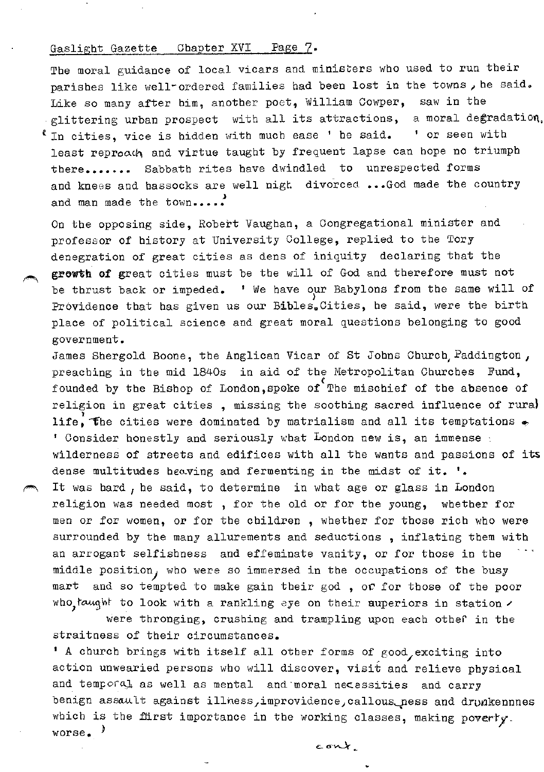The moral guidance of local vicars and ministers who used to run their parishes like well-ordered families had been lost in the towns, he said. Like so many after him, another poet, William Cowper, saw in the glittering urban prospect with all its attractions, a moral degradation. ' In cities, vice is hidden with much ease ' he said. ' or seen with least reproach and virtue taught by frequent lapse can hope no triumph there....... Sabbath rites have dwindled to unrespected forms and knees and hassocks are well nigh divorced ...God made the country and man made the town.....'

On the opposing side, Robert Vaughan, a Congregational minister and professor of history at University College, replied to the Tory denegration of great cities as dens of iniquity declaring that the **growth of** great cities must be the will of God and therefore must not be thrust back or impeded. ' We have our Babylons from the same will of Providence that has given us our Bibles.' Cities, he said, were the birth place of political science and great moral questions belonging to good government.

James Shergold Boone, the Anglican Vicar of St Johns Church, Paddington, preaching in the mid 1840s in aid of the Metropolitan Churches Fund, founded by the Bishop of London, spoke of 'The mischief of the absence of religion in great cities , missing the soothing sacred influence of rural life.' The cities were dominated by matrialism and all its temptations. ' Consider honestly and seriously what London new is, an immense wilderness of streets and edifices with all the wants and passions of its dense multitudes heaving and fermenting in the midst of it. '.

It was hard, he said, to determine in what age or glass in London religion was needed most , for the old or for the young, whether for men or for women, or for the children , whether for those rich who were surrounded by the many allurements and seductions , inflating them with an arrogant selfishness and effeminate vanity, or for those in the middle position, who were so immersed in the occupations of the busy mart and so tempted to make gain their god , or for those of the poor who, taught to look with a rankling eye on their superiors in station, were thronging, crushing and trampling upon each other in the straitness of their circumstances.

' A church brings with itself all other forms of good, exciting into action unwearied persons who will discover, visit and relieve physical and temporal as well as mental and moral necessities and carry benign assault against illness, improvidence, callousness and drunkennnes which is the first importance in the working classes, making poverty worse. '

cont.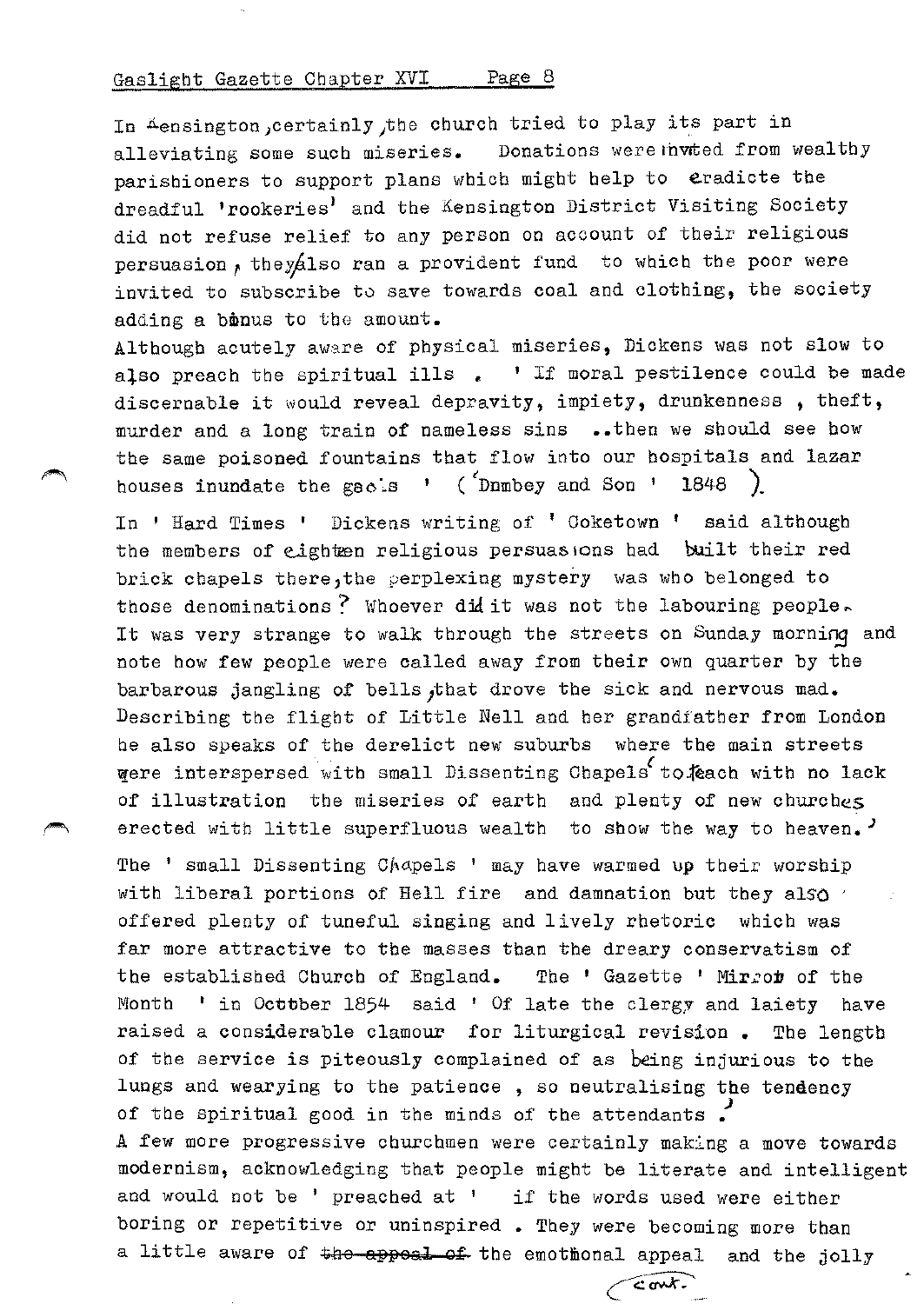In Kensington, certainly, the church tried to play its part in alleviating some such miseries. Donations were invited from wealthy parishioners to support plans which might help to eradicte the dreadful 'rookeries' and the Kensington District Visiting Society did not refuse relief to any person on account of their religious persuasion, they also ran a provident fund to which the poor were invited to subscribe to save towards coal and clothing, the society adding a bonus to the amount.

Although acutely aware of physical miseries, Dickens was not slow to also preach the spiritual ills. ' If moral pestilence could be made discernable it would reveal depravity, impiety, drunkenness, theft, murder and a long train of nameless sins ..then we should see how the same poisoned fountains that flow into our hospitals and lazar houses inundate the gaols ' ( 'Dombey and Son ' 1848 ).

In ' Hard Times ' Dickens writing of ' Coketown ' said although the members of eighteen religious persuasions had built their red brick chapels there, the perplexing mystery was who belonged to those denominations? Whoever did it was not the labouring people. It was very strange to walk through the streets on Sunday morning and note how few people were called away from their own quarter by the barbarous jangling of bells, that drove the sick and nervous mad. Describing the flight of Little Nell and her grandfather from London he also speaks of the derelict new suburbs where the main streets were interspersed with small Dissenting Chapels 'to teach with no lack of illustration the miseries of earth and plenty of new churches erected with little superfluous wealth to show the way to heaven.'

The ' small Dissenting Chapels ' may have warmed up their worship with liberal portions of Hell fire and damnation but they also offered plenty of tuneful singing and lively rhetoric which was far more attractive to the masses than the dreary conservatism of the established Church of England. The ' Gazette ' Mirror of the Month ' in October 1854 said ' Of late the clergy and laiety have raised a considerable clamour for liturgical revision. The length of the service is piteously complained of as being injurious to the lungs and wearying to the patience, so neutralising the tendency of the spiritual good in the minds of the attendants.'

A few more progressive churchmen were certainly making a move towards modernism, acknowledging that people might be literate and intelligent and would not be ' preached at ' if the words used were either boring or repetitive or uninspired. They were becoming more than a little aware of ~~the appeal of~~ the emotional appeal and the jolly

cont.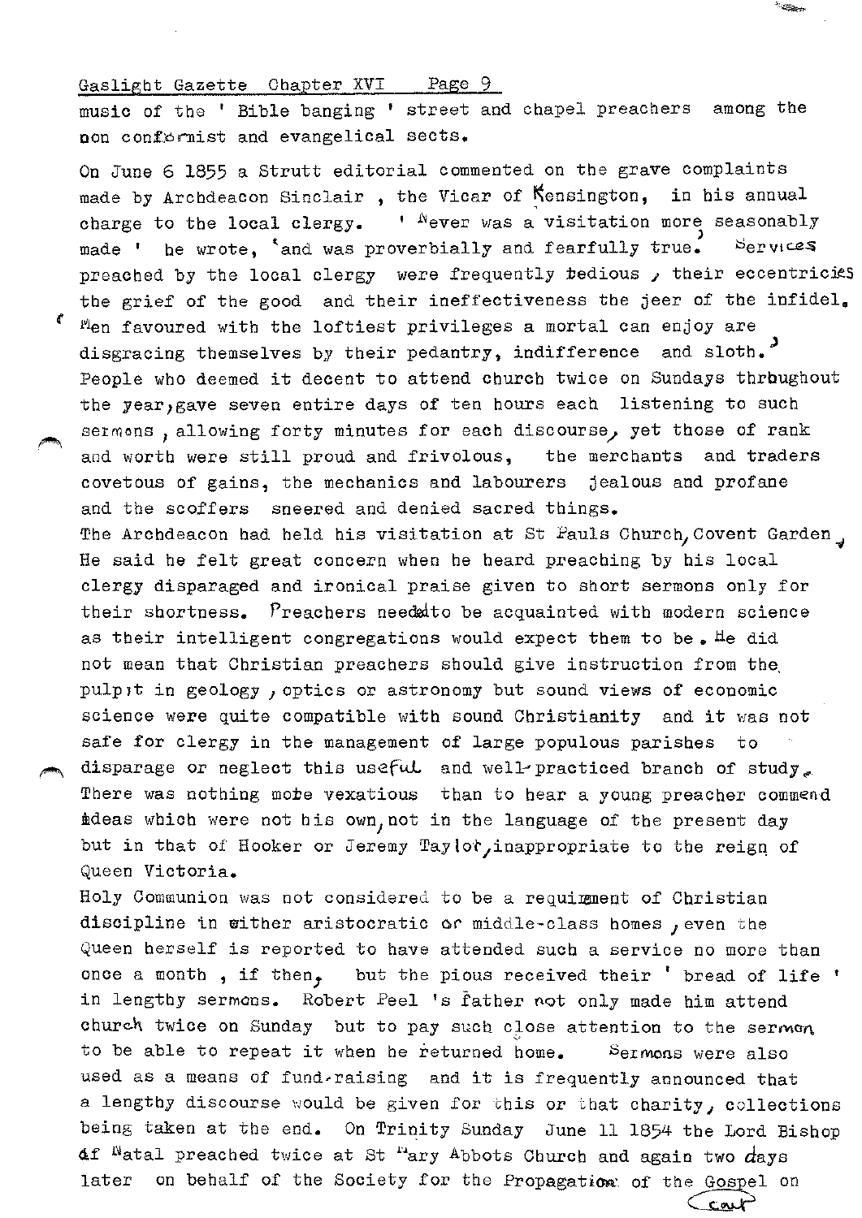music of the ' Bible banging ' street and chapel preachers among the non conformist and evangelical sects.

On June 6 1855 a Strutt editorial commented on the grave complaints made by Archdeacon Sinclair , the Vicar of Kensington, in his annual charge to the local clergy. ' Never was a visitation more seasonably made ' he wrote, 'and was proverbially and fearfully true. Services preached by the local clergy were frequently tedious , their eccentricies the grief of the good and their ineffectiveness the jeer of the infidel. Men favoured with the loftiest privileges a mortal can enjoy are disgracing themselves by their pedantry, indifference and sloth.' People who deemed it decent to attend church twice on Sundays throughout the year, gave seven entire days of ten hours each listening to such sermons , allowing forty minutes for each discourse, yet those of rank and worth were still proud and frivolous, the merchants and traders covetous of gains, the mechanics and labourers jealous and profane and the scoffers sneered and denied sacred things.

The Archdeacon had held his visitation at St Pauls Church, Covent Garden. He said he felt great concern when he heard preaching by his local clergy disparaged and ironical praise given to short sermons only for their shortness. Preachers needed to be acquainted with modern science as their intelligent congregations would expect them to be. He did not mean that Christian preachers should give instruction from the pulpit in geology , optics or astronomy but sound views of economic science were quite compatible with sound Christianity and it was not safe for clergy in the management of large populous parishes to disparage or neglect this useful and well-practiced branch of study. There was nothing more vexatious than to hear a young preacher commend ideas which were not his own, not in the language of the present day but in that of Hooker or Jeremy Taylor, inappropriate to the reign of Queen Victoria.

Holy Communion was not considered to be a requirement of Christian discipline in either aristocratic or middle-class homes , even the Queen herself is reported to have attended such a service no more than once a month , if then, but the pious received their ' bread of life ' in lengthy sermons. Robert Peel 's father not only made him attend church twice on Sunday but to pay such close attention to the sermon to be able to repeat it when he returned home. Sermons were also used as a means of fund-raising and it is frequently announced that a lengthy discourse would be given for this or that charity, collections being taken at the end. On Trinity Sunday June 11 1854 the Lord Bishop of Natal preached twice at St Mary Abbots Church and again two days later on behalf of the Society for the Propagation of the Gospel on

(cont)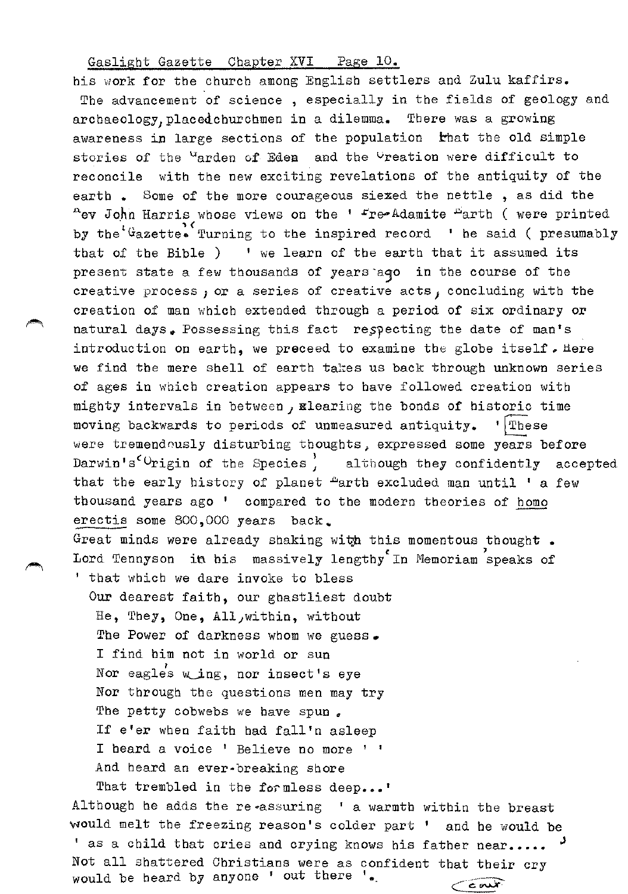his work for the church among English settlers and Zulu kaffirs.

The advancement of science , especially in the fields of geology and archaeology, placed churchmen in a dilemma. There was a growing awareness in large sections of the population that the old simple stories of the Garden of Eden and the Creation were difficult to reconcile with the new exciting revelations of the antiquity of the earth . Some of the more courageous siezed the nettle , as did the Rev John Harris whose views on the ' Pre-Adamite Earth ( were printed by the 'Gazette. 'Turning to the inspired record ' he said ( presumably that of the Bible ) ' we learn of the earth that it assumed its present state a few thousands of years ago in the course of the creative process ; or a series of creative acts, concluding with the creation of man which extended through a period of six ordinary or natural days. Possessing this fact respecting the date of man's introduction on earth, we preceed to examine the globe itself. Here we find the mere shell of earth takes us back through unknown series of ages in which creation appears to have followed creation with mighty intervals in between, clearing the bonds of historic time moving backwards to periods of unmeasured antiquity. ' These were tremendously disturbing thoughts, expressed some years before Darwin's 'Origin of the Species', although they confidently accepted that the early history of planet Earth excluded man until ' a few thousand years ago ' compared to the modern theories of <u>homo erectis</u> some 800,000 years back.

Great minds were already shaking with this momentous thought . Lord Tennyson in his massively lengthy 'In Memoriam' speaks of

' that which we dare invoke to bless  
Our dearest faith, our ghastliest doubt  
He, They, One, All, within, without  
The Power of darkness whom we guess.  
I find him not in world or sun  
Nor eagle's wing, nor insect's eye  
Nor through the questions men may try  
The petty cobwebs we have spun ,  
If e'er when faith had fall'n asleep  
I heard a voice ' Believe no more ' '  
And heard an ever-breaking shore  
That trembled in the formless deep...'

Although he adds the re-assuring ' a warmth within the breast would melt the freezing reason's colder part ' and he would be ' as a child that cries and crying knows his father near.... ' Not all shattered Christians were as confident that their cry would be heard by anyone ' out there '.

cont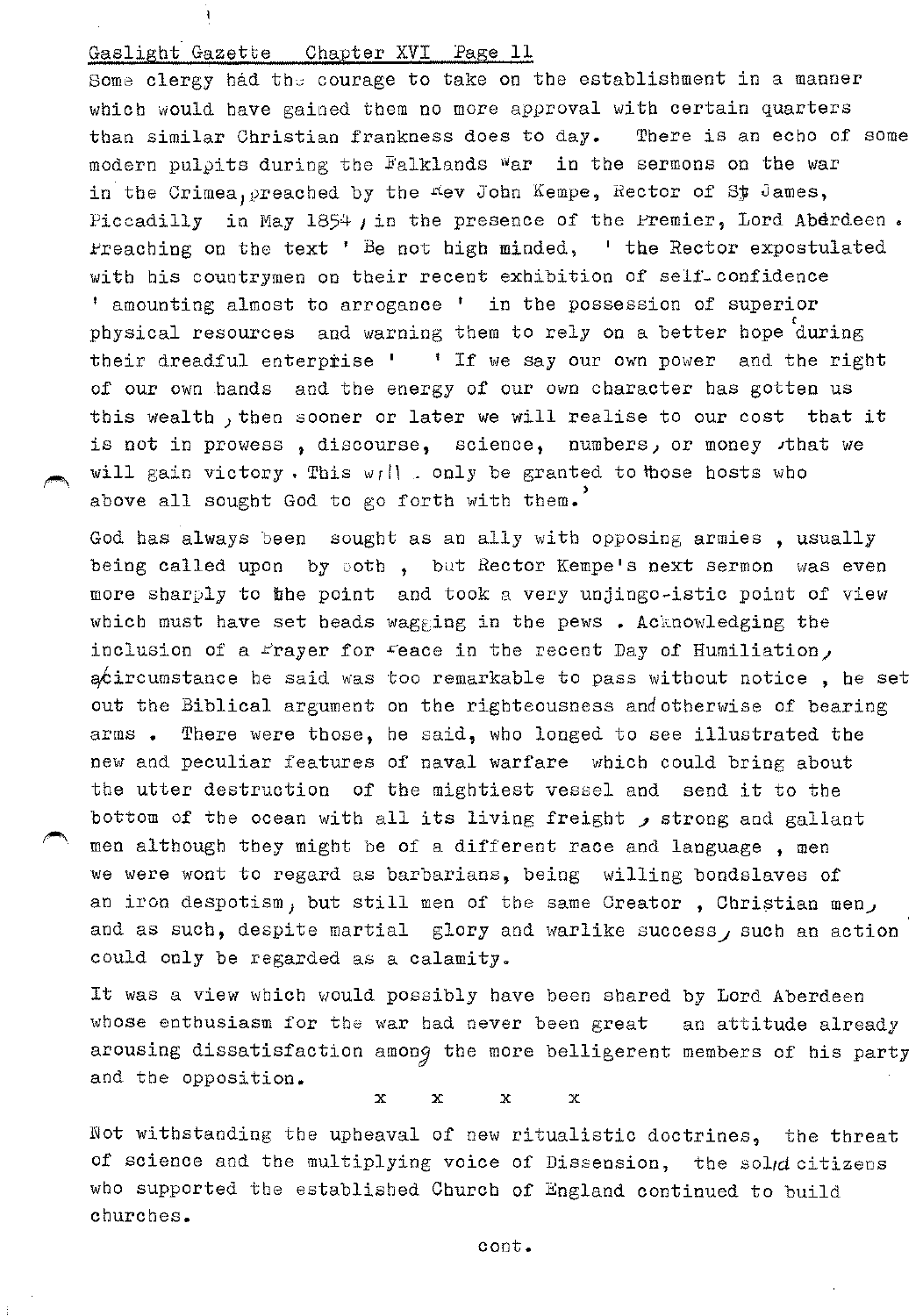Some clergy had the courage to take on the establishment in a manner which would have gained them no more approval with certain quarters than similar Christian frankness does to day. There is an echo of some modern pulpits during the Falklands War in the sermons on the war in the Crimea, preached by the Rev John Kempe, Rector of St James, Piccadilly in May 1854, in the presence of the Premier, Lord Aberdeen. Preaching on the text ' Be not high minded, ' the Rector expostulated with his countrymen on their recent exhibition of self-confidence ' amounting almost to arrogance ' in the possession of superior physical resources and warning them to rely on a better hope during their dreadful enterprise ' ' If we say our own power and the right of our own hands and the energy of our own character has gotten us this wealth, then sooner or later we will realise to our cost that it is not in prowess, discourse, science, numbers, or money, that we will gain victory. This will only be granted to those hosts who above all sought God to go forth with them.'

God has always been sought as an ally with opposing armies, usually being called upon by both, but Rector Kempe's next sermon was even more sharply to the point and took a very unjingo-istic point of view which must have set heads wagging in the pews. Acknowledging the inclusion of a Prayer for Peace in the recent Day of Humiliation, a circumstance he said was too remarkable to pass without notice, he set out the Biblical argument on the righteousness and otherwise of bearing arms. There were those, he said, who longed to see illustrated the new and peculiar features of naval warfare which could bring about the utter destruction of the mightiest vessel and send it to the bottom of the ocean with all its living freight, strong and gallant men although they might be of a different race and language, men we were wont to regard as barbarians, being willing bondslaves of an iron despotism, but still men of the same Creator, Christian men, and as such, despite martial glory and warlike success, such an action could only be regarded as a calamity.

It was a view which would possibly have been shared by Lord Aberdeen whose enthusiasm for the war had never been great an attitude already arousing dissatisfaction among the more belligerent members of his party and the opposition.

x x x x

Not withstanding the upheaval of new ritualistic doctrines, the threat of science and the multiplying voice of Dissension, the solid citizens who supported the established Church of England continued to build churches.

cont.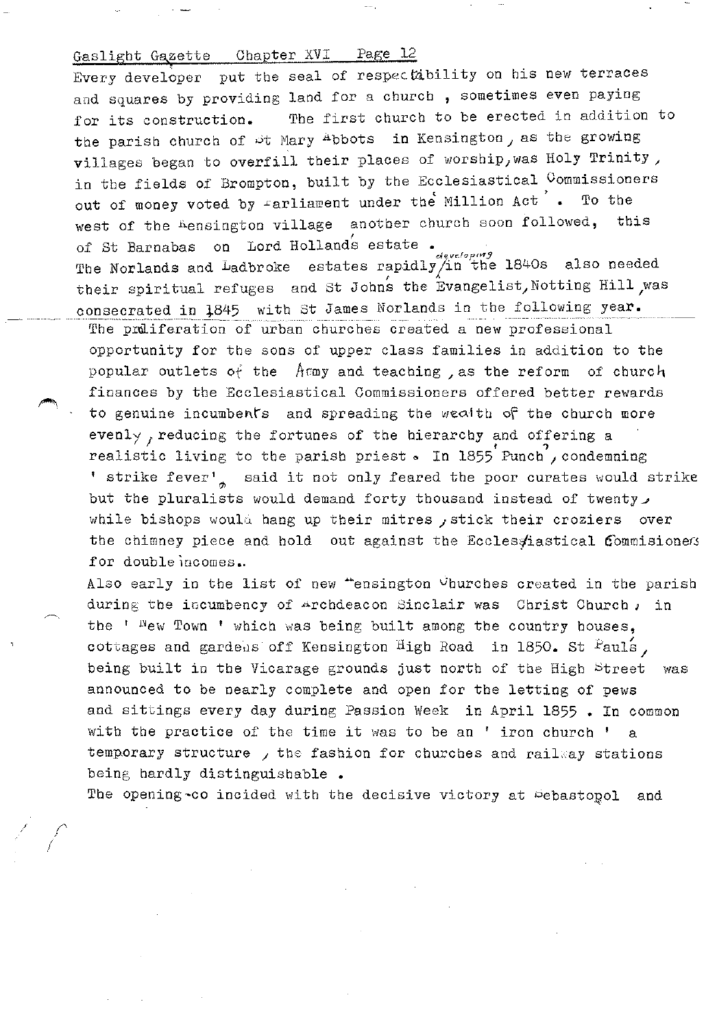Every developer put the seal of respectability on his new terraces and squares by providing land for a church , sometimes even paying for its construction. The first church to be erected in addition to the parish church of St Mary Abbots in Kensington, as the growing villages began to overfill their places of worship, was Holy Trinity, in the fields of Brompton, built by the Ecclesiastical Commissioners out of money voted by Parliament under the 'Million Act' . To the west of the Kensington village another church soon followed, this of St Barnabas on Lord Holland's estate .
The Norlands and Ladbroke estates rapidly developing in the 1840s also needed their spiritual refuges and St John's the Evangelist, Notting Hill, was consecrated in 1845 with St James Norlands in the following year.

The proliferation of urban churches created a new professional opportunity for the sons of upper class families in addition to the popular outlets of the Army and teaching , as the reform of church finances by the Ecclesiastical Commissioners offered better rewards to genuine incumbents and spreading the wealth of the church more evenly, reducing the fortunes of the hierarchy and offering a realistic living to the parish priest. In 1855 'Punch', condemning ' strike fever', said it not only feared the poor curates would strike but the pluralists would demand forty thousand instead of twenty, while bishops would hang up their mitres, stick their croziers over the chimney piece and hold out against the Ecclesiastical Commissioners for double incomes..

Also early in the list of new Kensington Churches created in the parish during the incumbency of Archdeacon Sinclair was Christ Church, in the ' New Town ' which was being built among the country houses, cottages and gardens off Kensington High Road in 1850. St Paul's, being built in the Vicarage grounds just north of the High Street was announced to be nearly complete and open for the letting of pews and sittings every day during Passion Week in April 1855 . In common with the practice of the time it was to be an ' iron church ' a temporary structure , the fashion for churches and railway stations being hardly distinguishable .

The opening coincided with the decisive victory at Sebastopol and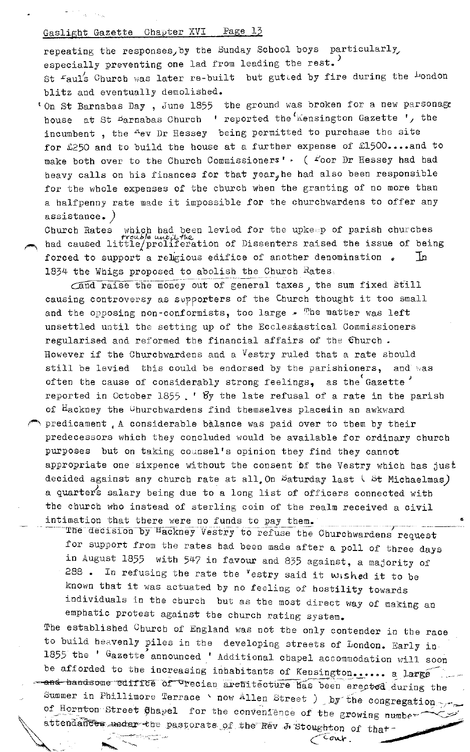repeating the responses, by the Sunday School boys particularly, especially preventing one lad from leading the rest.)

St Paul's Church was later re-built but gutted by fire during the London blitz and eventually demolished.

'On St Barnabas Day , June 1855 the ground was broken for a new parsonage house at St Barnabas Church ' reported the 'Kensington Gazette ', the incumbent , the Rev Dr Hessey being permitted to purchase the site for £250 and to build the house at a further expense of £1500....and to make both over to the Church Commissioners' . ( Poor Dr Hessey had had heavy calls on his finances for that year, he had also been responsible for the whole expenses of the church when the granting of no more than a halfpenny rate made it impossible for the churchwardens to offer any assistance. )

Church Rates which had been levied for the upkeep of parish churches had caused little trouble until the proliferation of Dissenters raised the issue of being forced to support a religious edifice of another denomination . In 1834 the Whigs proposed to abolish the Church Rates and raise the money out of general taxes, the sum fixed still causing controversy as supporters of the Church thought it too small and the opposing non-conformists, too large . The matter was left unsettled until the setting up of the Ecclesiastical Commissioners regularised and reformed the financial affairs of the Church . However if the Churchwardens and a Vestry ruled that a rate should still be levied this could be endorsed by the parishioners, and was often the cause of considerably strong feelings, as the 'Gazette' reported in October 1855 . ' By the late refusal of a rate in the parish of Hackney the Churchwardens find themselves placedin an awkward predicament . A considerable balance was paid over to them by their predecessors which they concluded would be available for ordinary church purposes but on taking counsel's opinion they find they cannot appropriate one sixpence without the consent of the Vestry which has just decided against any church rate at all. On Saturday last ( St Michaelmas) a quarter's salary being due to a long list of officers connected with the church who instead of sterling coin of the realm received a civil intimation that there were no funds to pay them.

The decision by Hackney Vestry to refuse the Churchwardens' request for support from the rates had been made after a poll of three days in August 1855 with 547 in favour and 835 against, a majority of 288 . In refusing the rate the Vestry said it wished it to be known that it was actuated by no feeling of hostility towards individuals in the church but as the most direct way of making an emphatic protest against the church rating system.

The established Church of England was not the only contender in the race to build heavenly piles in the developing streets of London. Early in 1855 the ' Gazette' announced ' Additional chapel accommodation will soon be afforded to the increasing inhabitants of Kensington...... a large and handsome edifice of Grecian architecture has been erected during the Summer in Phillimore Terrace ( now Allen Street ) by the congregation of Hornton Street Chapel for the convenience of the growing number attendances under the pastorate of the Rev J. Stoughton of that -

cont.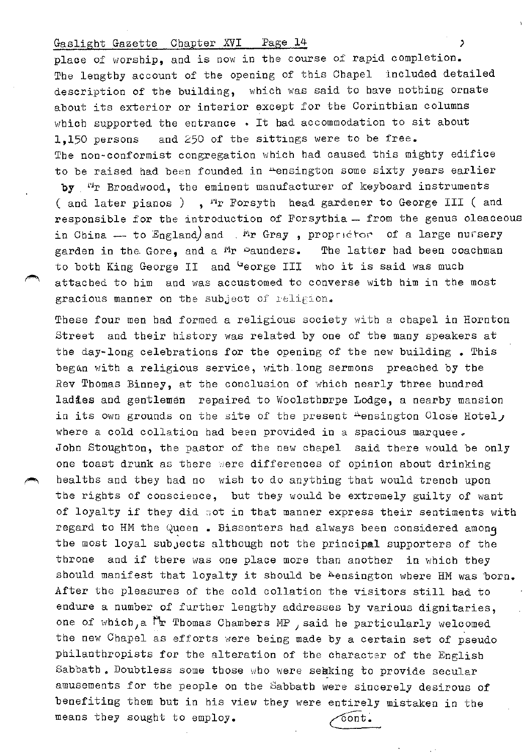place of worship, and is now in the course of rapid completion. The lengthy account of the opening of this Chapel included detailed description of the building, which was said to have nothing ornate about its exterior or interior except for the Corinthian columns which supported the entrance. It had accommodation to sit about 1,150 persons and 250 of the sittings were to be free.

The non-conformist congregation which had caused this mighty edifice to be raised had been founded in Kensington some sixty years earlier by Mr Broadwood, the eminent manufacturer of keyboard instruments ( and later pianos ), Mr Forsyth head gardener to George III ( and responsible for the introduction of Forsythia – from the genus oleaceous in China — to England) and Mr Gray, proprietor of a large nursery garden in the Gore, and a Mr Saunders. The latter had been coachman to both King George II and George III who it is said was much attached to him and was accustomed to converse with him in the most gracious manner on the subject of religion.

These four men had formed a religious society with a chapel in Hornton Street and their history was related by one of the many speakers at the day-long celebrations for the opening of the new building. This began with a religious service, with long sermons preached by the Rev Thomas Binney, at the conclusion of which nearly three hundred ladies and gentlemen repaired to Woolsthorpe Lodge, a nearby mansion in its own grounds on the site of the present Kensington Close Hotel, where a cold collation had been provided in a spacious marquee. John Stoughton, the pastor of the new chapel said there would be only one toast drunk as there were differences of opinion about drinking healths and they had no wish to do anything that would trench upon the rights of conscience, but they would be extremely guilty of want of loyalty if they did not in that manner express their sentiments with regard to HM the Queen. Dissenters had always been considered among the most loyal subjects although not the principal supporters of the throne and if there was one place more than another in which they should manifest that loyalty it should be Kensington where HM was born. After the pleasures of the cold collation the visitors still had to endure a number of further lengthy addresses by various dignitaries, one of which, a Mr Thomas Chambers MP, said he particularly welcomed the new Chapel as efforts were being made by a certain set of pseudo philanthropists for the alteration of the character of the English Sabbath. Doubtless some those who were seeking to provide secular amusements for the people on the Sabbath were sincerely desirous of benefiting them but in his view they were entirely mistaken in the means they sought to employ.

cont.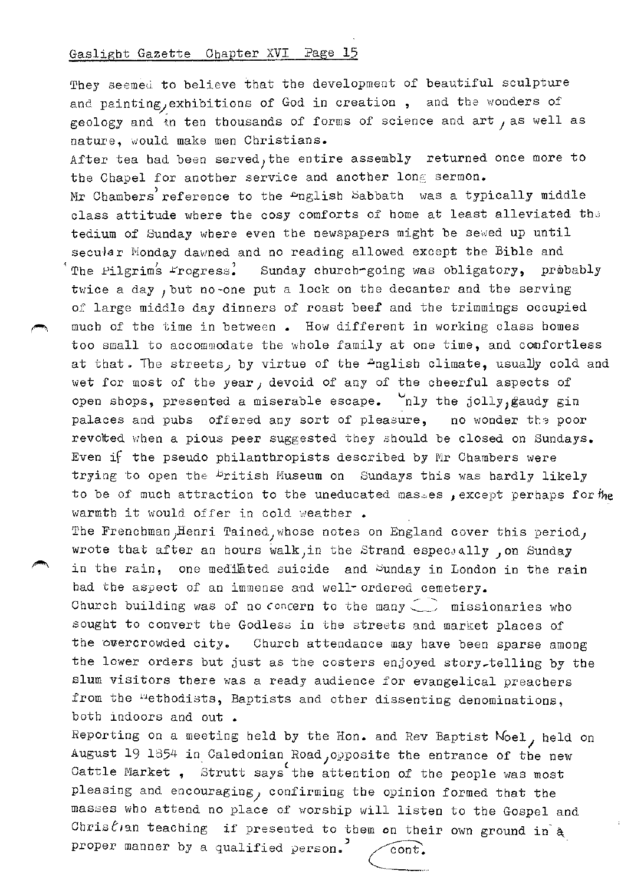They seemed to believe that the development of beautiful sculpture and painting, exhibitions of God in creation , and the wonders of geology and in ten thousands of forms of science and art , as well as nature, would make men Christians.

After tea had been served, the entire assembly returned once more to the Chapel for another service and another long sermon.

Mr Chambers' reference to the English Sabbath was a typically middle class attitude where the cosy comforts of home at least alleviated the tedium of Sunday where even the newspapers might be sewed up until secular Monday dawned and no reading allowed except the Bible and 'The Pilgrim's Progress.' Sunday church-going was obligatory, probably twice a day , but no-one put a lock on the decanter and the serving of large middle day dinners of roast beef and the trimmings occupied much of the time in between . How different in working class homes too small to accommodate the whole family at one time, and comfortless at that. The streets, by virtue of the English climate, usually cold and wet for most of the year, devoid of any of the cheerful aspects of open shops, presented a miserable escape. Only the jolly, gaudy gin palaces and pubs offered any sort of pleasure, no wonder the poor revolted when a pious peer suggested they should be closed on Sundays. Even if the pseudo philanthropists described by Mr Chambers were trying to open the British Museum on Sundays this was hardly likely to be of much attraction to the uneducated masses , except perhaps for the warmth it would offer in cold weather .

The Frenchman, Henri Tained, whose notes on England cover this period, wrote that after an hours walk, in the Strand especially , on Sunday in the rain, one meditated suicide and Sunday in London in the rain had the aspect of an immense and well-ordered cemetery.

Church building was of no concern to the many missionaries who sought to convert the Godless in the streets and market places of the overcrowded city. Church attendance may have been sparse among the lower orders but just as the costers enjoyed story-telling by the slum visitors there was a ready audience for evangelical preachers from the Methodists, Baptists and other dissenting denominations, both indoors and out .

Reporting on a meeting held by the Hon. and Rev Baptist Noel, held on August 19 1854 in Caledonian Road, opposite the entrance of the new Cattle Market , Strutt says 'the attention of the people was most pleasing and encouraging, confirming the opinion formed that the masses who attend no place of worship will listen to the Gospel and Christian teaching if presented to them on their own ground in a proper manner by a qualified person.'

cont.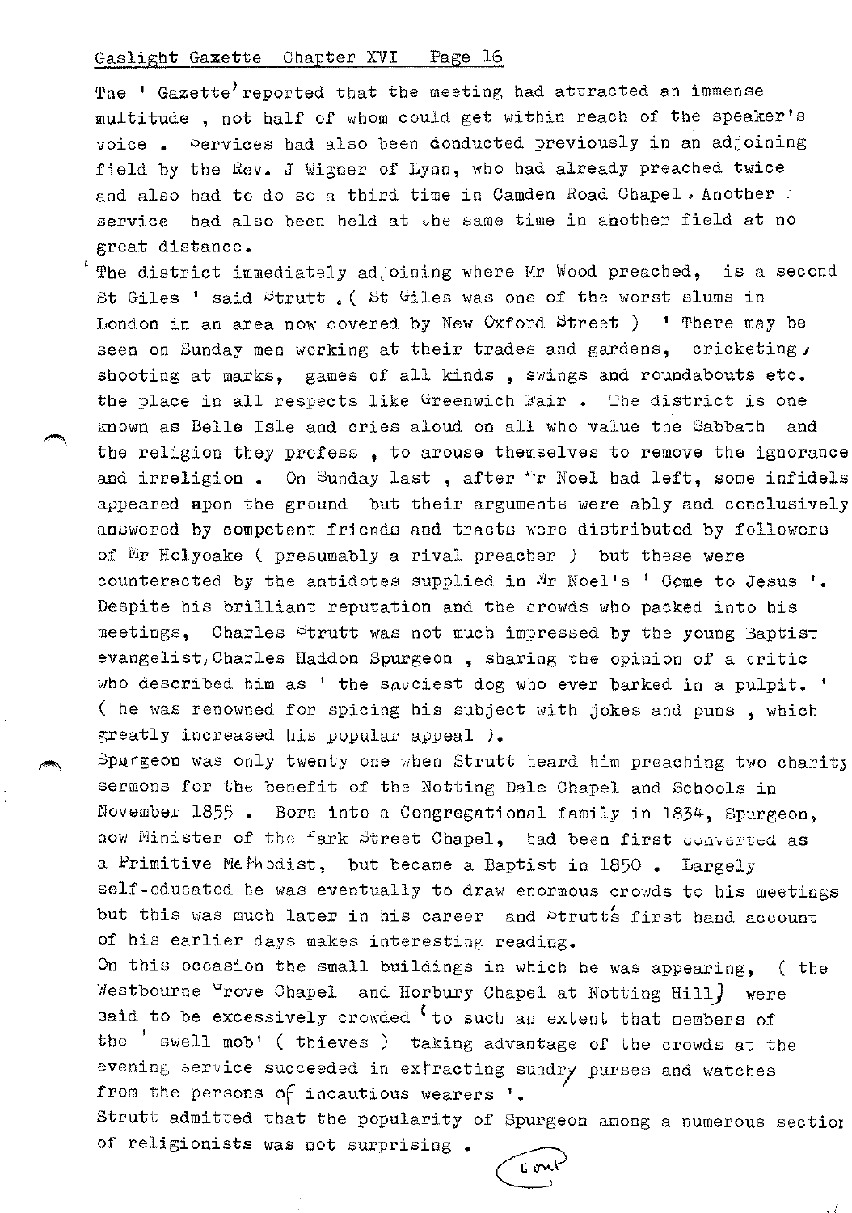The ' Gazette' reported that the meeting had attracted an immense multitude , not half of whom could get within reach of the speaker's voice . Services had also been donducted previously in an adjoining field by the Rev. J Wigner of Lynn, who had already preached twice and also had to do so a third time in Camden Road Chapel. Another service had also been held at the same time in another field at no great distance.

' The district immediately adjoining where Mr Wood preached, is a second St Giles ' said Strutt . ( St Giles was one of the worst slums in London in an area now covered by New Oxford Street ) ' There may be seen on Sunday men working at their trades and gardens, cricketing, shooting at marks, games of all kinds , swings and roundabouts etc. the place in all respects like Greenwich Fair . The district is one known as Belle Isle and cries aloud on all who value the Sabbath and the religion they profess , to arouse themselves to remove the ignorance and irreligion . On Sunday last , after Mr Noel had left, some infidels appeared upon the ground but their arguments were ably and conclusively answered by competent friends and tracts were distributed by followers of Mr Holyoake ( presumably a rival preacher ) but these were counteracted by the antidotes supplied in Mr Noel's ' Come to Jesus '.

Despite his brilliant reputation and the crowds who packed into his meetings, Charles Strutt was not much impressed by the young Baptist evangelist, Charles Haddon Spurgeon , sharing the opinion of a critic who described him as ' the sauciest dog who ever barked in a pulpit. ' ( he was renowned for spicing his subject with jokes and puns , which greatly increased his popular appeal ).

Spurgeon was only twenty one when Strutt heard him preaching two charity sermons for the benefit of the Notting Dale Chapel and Schools in November 1855 . Born into a Congregational family in 1834, Spurgeon, now Minister of the Park Street Chapel, had been first converted as a Primitive Methodist, but became a Baptist in 1850 . Largely self-educated he was eventually to draw enormous crowds to his meetings but this was much later in his career and Strutt's first hand account of his earlier days makes interesting reading.

On this occasion the small buildings in which he was appearing, ( the Westbourne Grove Chapel and Horbury Chapel at Notting Hill) were said to be excessively crowded ' to such an extent that members of the ' swell mob' ( thieves ) taking advantage of the crowds at the evening service succeeded in extracting sundry purses and watches from the persons of incautious wearers '.

Strutt admitted that the popularity of Spurgeon among a numerous section of religionists was not surprising .

Cont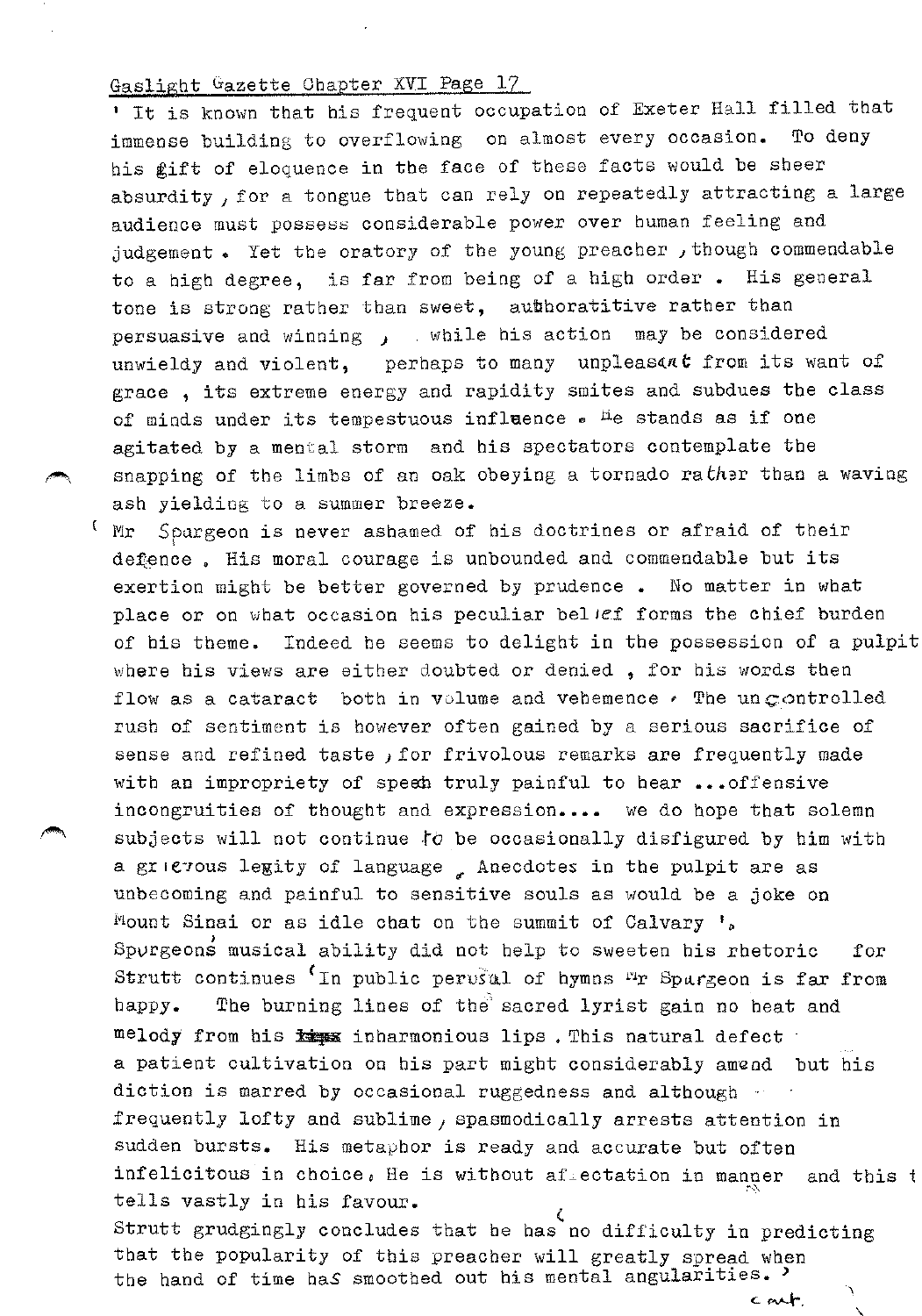' It is known that his frequent occupation of Exeter Hall filled that immense building to overflowing on almost every occasion. To deny his gift of eloquence in the face of these facts would be sheer absurdity, for a tongue that can rely on repeatedly attracting a large audience must possess considerable power over human feeling and judgement. Yet the oratory of the young preacher, though commendable to a high degree, is far from being of a high order. His general tone is strong rather than sweet, authoratitive rather than persuasive and winning, while his action may be considered unwieldy and violent, perhaps to many unpleasant from its want of grace, its extreme energy and rapidity smites and subdues the class of minds under its tempestuous influence. He stands as if one agitated by a mental storm and his spectators contemplate the snapping of the limbs of an oak obeying a tornado rather than a waving ash yielding to a summer breeze.

' Mr Spurgeon is never ashamed of his doctrines or afraid of their defence. His moral courage is unbounded and commendable but its exertion might be better governed by prudence. No matter in what place or on what occasion his peculiar belief forms the chief burden of his theme. Indeed he seems to delight in the possession of a pulpit where his views are either doubted or denied, for his words then flow as a cataract both in volume and vehemence. The uncontrolled rush of sentiment is however often gained by a serious sacrifice of sense and refined taste, for frivolous remarks are frequently made with an impropriety of speech truly painful to hear ...offensive incongruities of thought and expression.... we do hope that solemn subjects will not continue to be occasionally disfigured by him with a grievous legity of language. Anecdotes in the pulpit are as unbecoming and painful to sensitive souls as would be a joke on Mount Sinai or as idle chat on the summit of Calvary '.

Spurgeon's musical ability did not help to sweeten his rhetoric for Strutt continues 'In public perusal of hymns Mr Spurgeon is far from happy. The burning lines of the sacred lyrist gain no heat and melody from his inharmonious lips. This natural defect a patient cultivation on his part might considerably amend but his diction is marred by occasional ruggedness and although frequently lofty and sublime, spasmodically arrests attention in sudden bursts. His metaphor is ready and accurate but often infelicitous in choice. He is without affectation in manner and this tells vastly in his favour.

Strutt grudgingly concludes that he has 'no difficulty in predicting that the popularity of this preacher will greatly spread when the hand of time has smoothed out his mental angularities.'

cont.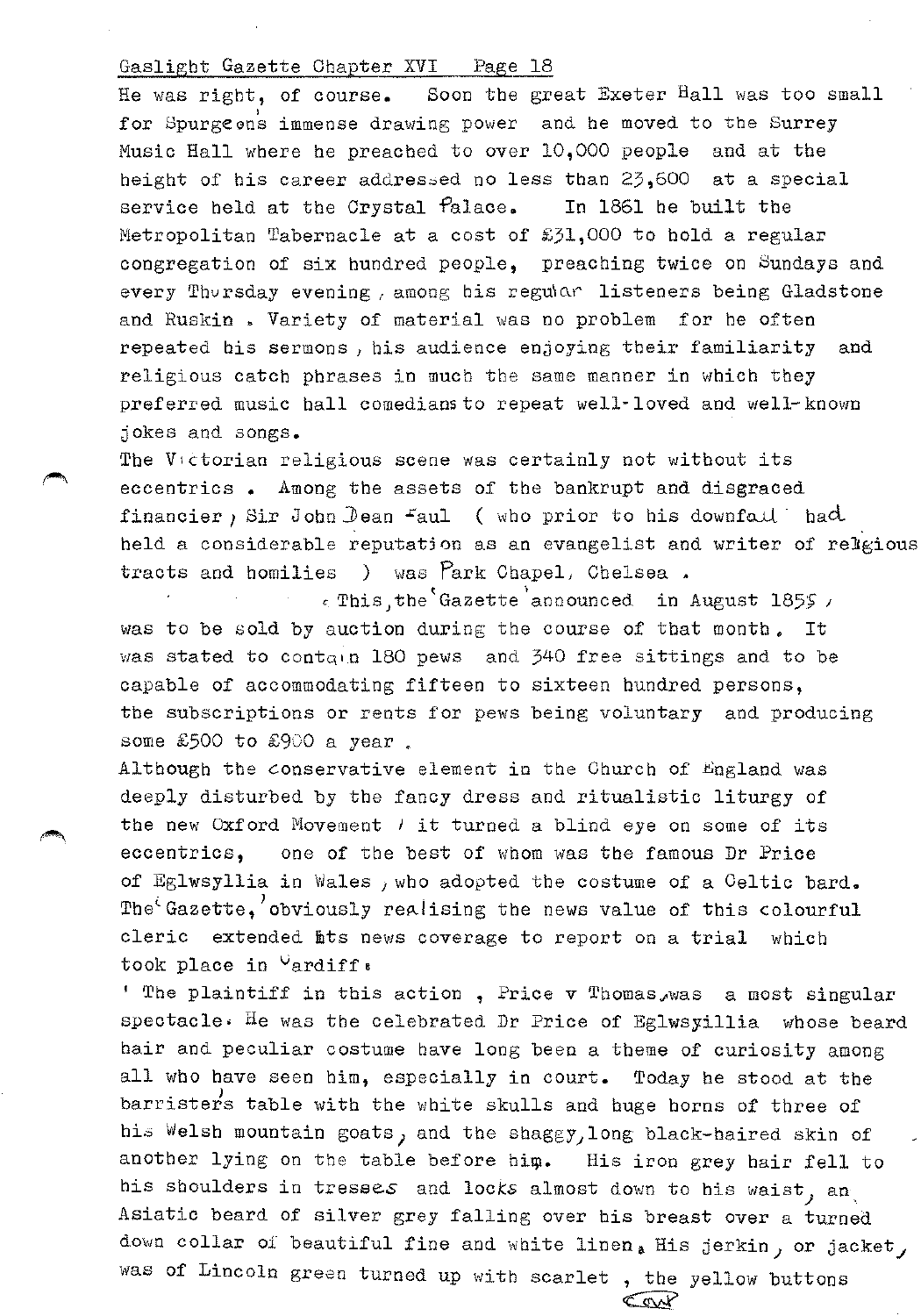He was right, of course. Soon the great Exeter Hall was too small for Spurgeon's immense drawing power and he moved to the Surrey Music Hall where he preached to over 10,000 people and at the height of his career addressed no less than 23,600 at a special service held at the Crystal Palace. In 1861 he built the Metropolitan Tabernacle at a cost of £31,000 to hold a regular congregation of six hundred people, preaching twice on Sundays and every Thursday evening, among his regular listeners being Gladstone and Ruskin. Variety of material was no problem for he often repeated his sermons, his audience enjoying their familiarity and religious catch phrases in much the same manner in which they preferred music hall comedians to repeat well-loved and well-known jokes and songs.

The Victorian religious scene was certainly not without its eccentrics. Among the assets of the bankrupt and disgraced financier, Sir John Dean Paul (who prior to his downfall had held a considerable reputation as an evangelist and writer of religious tracts and homilies) was Park Chapel, Chelsea.

This, the 'Gazette' announced in August 1855, was to be sold by auction during the course of that month. It was stated to contain 180 pews and 340 free sittings and to be capable of accommodating fifteen to sixteen hundred persons, the subscriptions or rents for pews being voluntary and producing some £500 to £900 a year.

Although the conservative element in the Church of England was deeply disturbed by the fancy dress and ritualistic liturgy of the new Oxford Movement, it turned a blind eye on some of its eccentrics, one of the best of whom was the famous Dr Price of Eglwsyllia in Wales, who adopted the costume of a Celtic bard. The 'Gazette,' obviously realising the news value of this colourful cleric extended its news coverage to report on a trial which took place in Cardiff.

' The plaintiff in this action, Price v Thomas, was a most singular spectacle. He was the celebrated Dr Price of Eglwsyillia whose beard hair and peculiar costume have long been a theme of curiosity among all who have seen him, especially in court. Today he stood at the barrister's table with the white skulls and huge horns of three of his Welsh mountain goats, and the shaggy, long black-haired skin of another lying on the table before him. His iron grey hair fell to his shoulders in tresses and locks almost down to his waist, an Asiatic beard of silver grey falling over his breast over a turned down collar of beautiful fine and white linen. His jerkin, or jacket, was of Lincoln green turned up with scarlet, the yellow buttons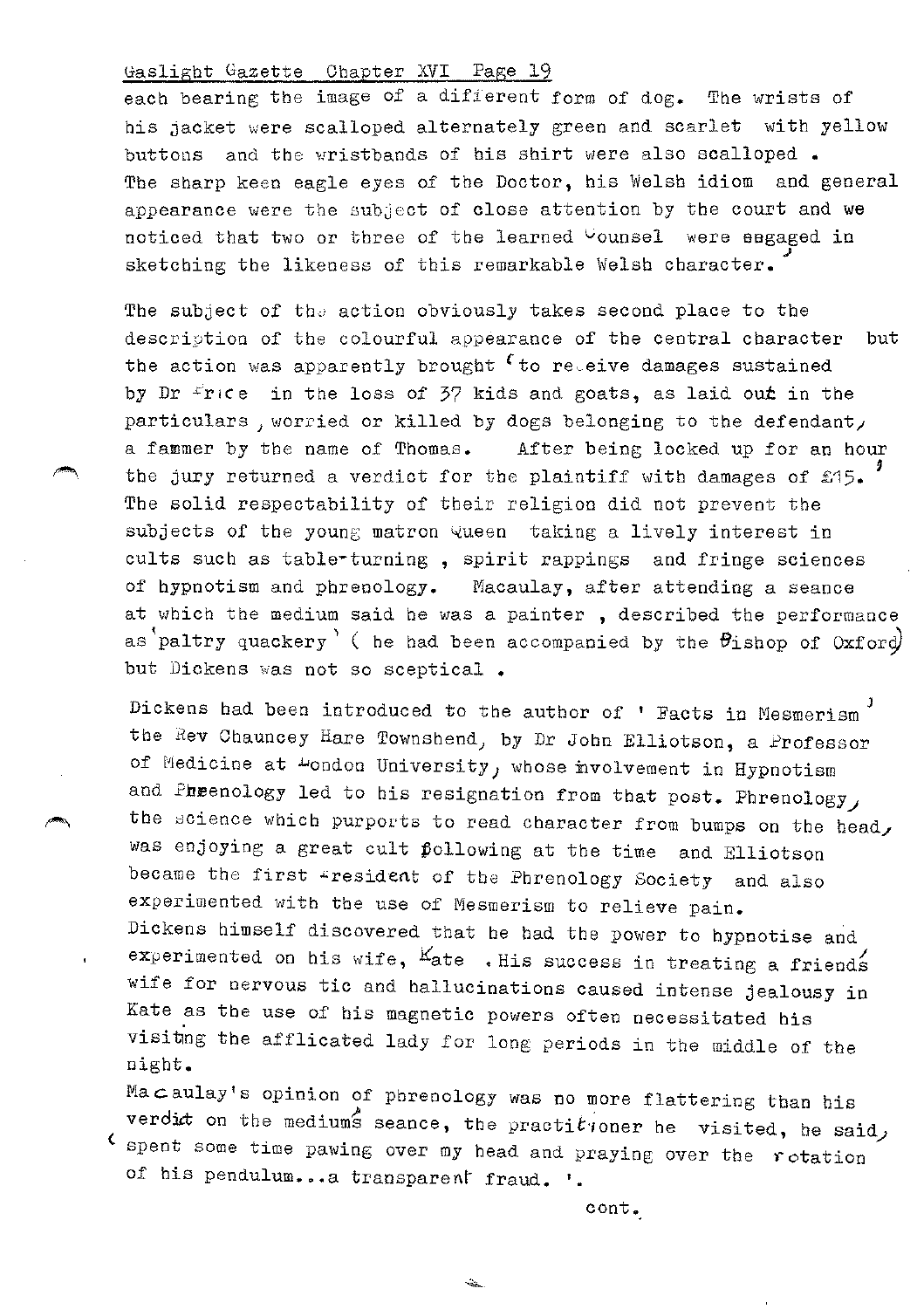each bearing the image of a different form of dog. The wrists of his jacket were scalloped alternately green and scarlet with yellow buttons and the wristbands of his shirt were also scalloped . The sharp keen eagle eyes of the Doctor, his Welsh idiom and general appearance were the subject of close attention by the court and we noticed that two or three of the learned Counsel were engaged in sketching the likeness of this remarkable Welsh character.'

The subject of the action obviously takes second place to the description of the colourful appearance of the central character but the action was apparently brought 'to receive damages sustained by Dr Price in the loss of 37 kids and goats, as laid out in the particulars, worried or killed by dogs belonging to the defendant, a farmer by the name of Thomas. After being locked up for an hour the jury returned a verdict for the plaintiff with damages of £15.'

The solid respectability of their religion did not prevent the subjects of the young matron Queen taking a lively interest in cults such as table-turning , spirit rappings and fringe sciences of hypnotism and phrenology. Macaulay, after attending a seance at which the medium said he was a painter , described the performance as 'paltry quackery' ( he had been accompanied by the Bishop of Oxford) but Dickens was not so sceptical .

Dickens had been introduced to the author of ' Facts in Mesmerism' the Rev Chauncey Hare Townshend, by Dr John Elliotson, a Professor of Medicine at London University, whose involvement in Hypnotism and Phrenology led to his resignation from that post. Phrenology, the science which purports to read character from bumps on the head, was enjoying a great cult following at the time and Elliotson became the first President of the Phrenology Society and also experimented with the use of Mesmerism to relieve pain.

Dickens himself discovered that he had the power to hypnotise and experimented on his wife, Kate .His success in treating a friend's wife for nervous tic and hallucinations caused intense jealousy in Kate as the use of his magnetic powers often necessitated his visiting the afflicated lady for long periods in the middle of the night.

Macaulay's opinion of phrenology was no more flattering than his verdict on the medium's seance, the practitioner he visited, he said, 'spent some time pawing over my head and praying over the rotation of his pendulum...a transparent fraud. '.

cont.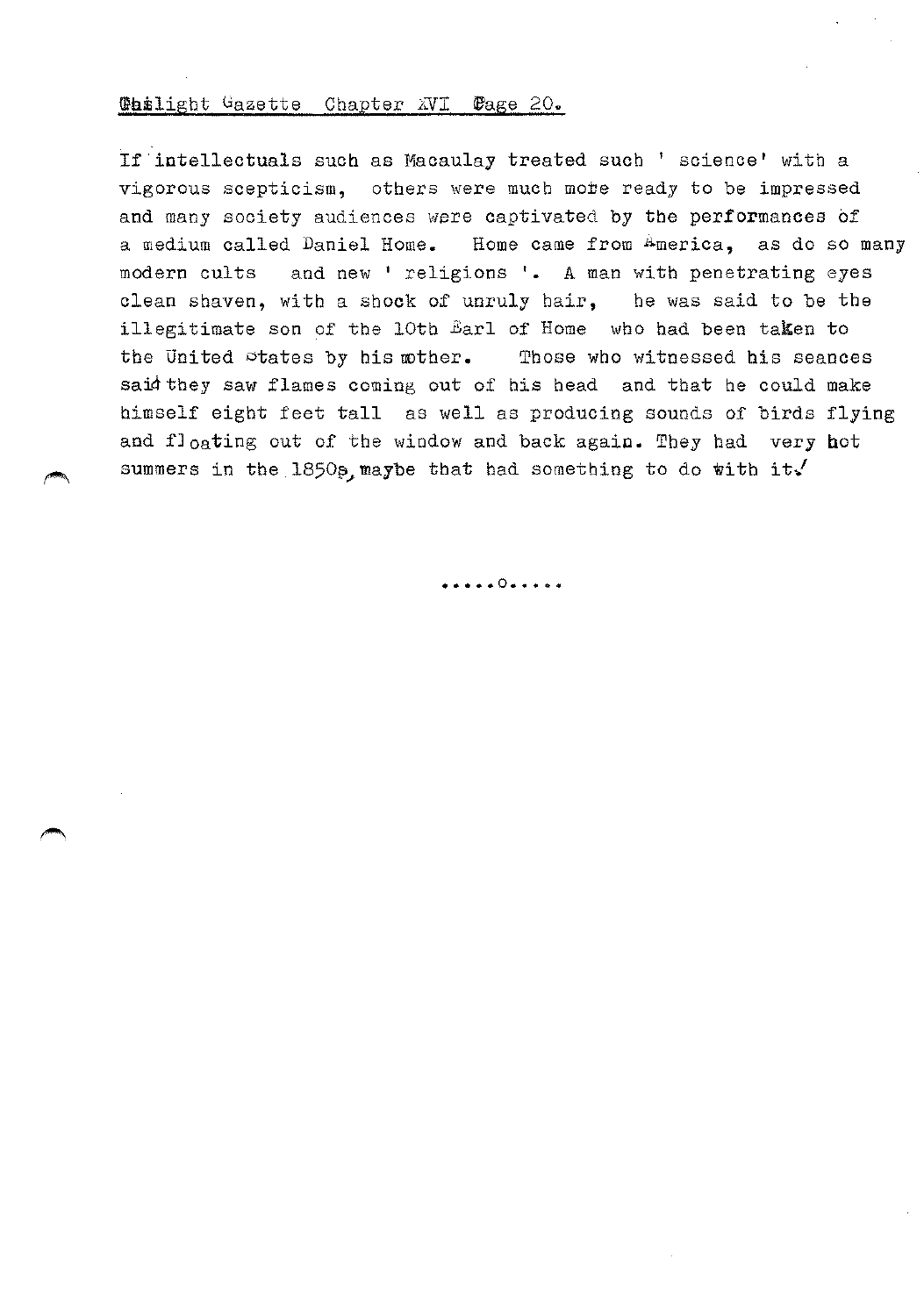If intellectuals such as Macaulay treated such ' science' with a vigorous scepticism, others were much more ready to be impressed and many society audiences were captivated by the performances of a medium called Daniel Home. Home came from America, as do so many modern cults and new ' religions '. A man with penetrating eyes clean shaven, with a shock of unruly hair, he was said to be the illegitimate son of the 10th Earl of Home who had been taken to the United States by his mother. Those who witnessed his seances said they saw flames coming out of his head and that he could make himself eight feet tall as well as producing sounds of birds flying and floating out of the window and back again. They had very hot summers in the 1850s, maybe that had something to do with it.

.....o.....